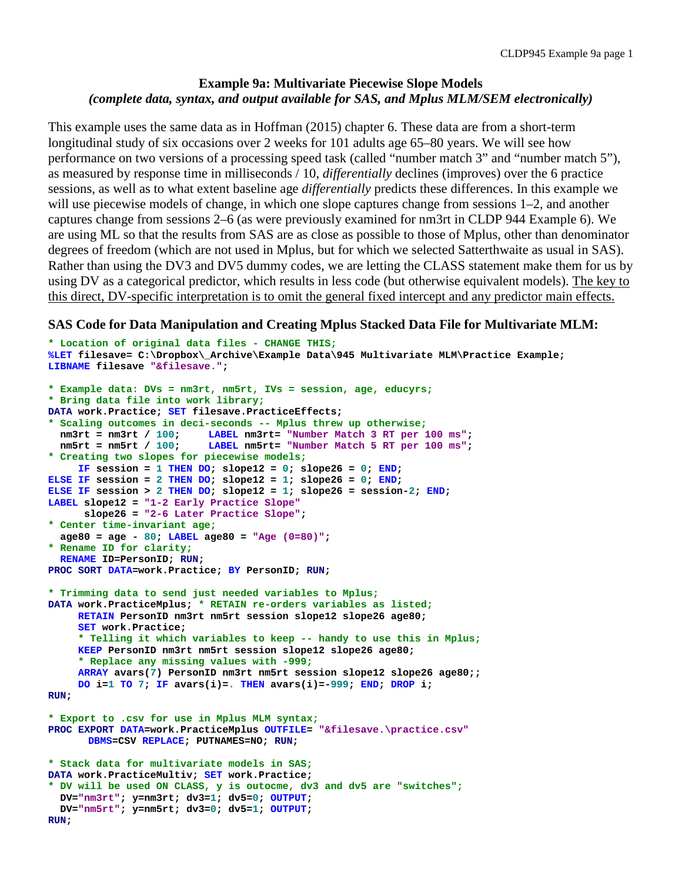# Example 9a: Multivariate Piecewise Slope Models

*(complete data, syntax, and output available for SAS, and Mplus MLM/SEM electronically)*

This example uses the same data as in Hoffman (2015) chapter 6. These data are from a short-term longitudinal study of six occasions over 2 weeks for 101 adults age 65–80 years. We will see how performance on two versions of a processing speed task (called "number match 3" and "number match 5"), as measured by response time in milliseconds / 10, *differentially* declines (improves) over the 6 practice sessions, as well as to what extent baseline age *differentially* predicts these differences. In this example we will use piecewise models of change, in which one slope captures change from sessions 1–2, and another captures change from sessions 2–6 (as were previously examined for nm3rt in CLDP 944 Example 6). We are using ML so that the results from SAS are as close as possible to those of Mplus, other than denominator degrees of freedom (which are not used in Mplus, but for which we selected Satterthwaite as usual in SAS). Rather than using the DV3 and DV5 dummy codes, we are letting the CLASS statement make them for us by using DV as a categorical predictor, which results in less code (but otherwise equivalent models). <u>The key to this direct, DV-specific interpretation is to omit the general fixed intercept and any predictor main effects.</u>

## SAS Code for Data Manipulation and Creating Mplus Stacked Data File for Multivariate MLM:

```
* Location of original data files - CHANGE THIS;
%LET filesave= C:\Dropbox\_Archive\Example Data\945 Multivariate MLM\Practice Example;
LIBNAME filesave "&filesave.";

* Example data: DVs = nm3rt, nm5rt, IVs = session, age, educyrs;
* Bring data file into work library;
DATA work.Practice; SET filesave.PracticeEffects;
* Scaling outcomes in deci-seconds -- Mplus threw up otherwise;
  nm3rt = nm3rt / 100;     LABEL nm3rt= "Number Match 3 RT per 100 ms";
  nm5rt = nm5rt / 100;     LABEL nm5rt= "Number Match 5 RT per 100 ms";
* Creating two slopes for piecewise models;
     IF session = 1 THEN DO; slope12 = 0; slope26 = 0; END;
ELSE IF session = 2 THEN DO; slope12 = 1; slope26 = 0; END;
ELSE IF session > 2 THEN DO; slope12 = 1; slope26 = session-2; END;
LABEL slope12 = "1-2 Early Practice Slope"
      slope26 = "2-6 Later Practice Slope";
* Center time-invariant age;
  age80 = age - 80; LABEL age80 = "Age (0=80)";
* Rename ID for clarity;
  RENAME ID=PersonID; RUN;
PROC SORT DATA=work.Practice; BY PersonID; RUN;

* Trimming data to send just needed variables to Mplus;
DATA work.PracticeMplus; * RETAIN re-orders variables as listed;
     RETAIN PersonID nm3rt nm5rt session slope12 slope26 age80;
     SET work.Practice;
     * Telling it which variables to keep -- handy to use this in Mplus;
     KEEP PersonID nm3rt nm5rt session slope12 slope26 age80;
     * Replace any missing values with -999;
     ARRAY avars(7) PersonID nm3rt nm5rt session slope12 slope26 age80;;
     DO i=1 TO 7; IF avars(i)=. THEN avars(i)=-999; END; DROP i;
RUN;

* Export to .csv for use in Mplus MLM syntax;
PROC EXPORT DATA=work.PracticeMplus OUTFILE= "&filesave.\practice.csv"
      DBMS=CSV REPLACE; PUTNAMES=NO; RUN;

* Stack data for multivariate models in SAS;
DATA work.PracticeMultiv; SET work.Practice;
* DV will be used ON CLASS, y is outocme, dv3 and dv5 are "switches";
  DV="nm3rt"; y=nm3rt; dv3=1; dv5=0; OUTPUT;
  DV="nm5rt"; y=nm5rt; dv3=0; dv5=1; OUTPUT;
RUN;
```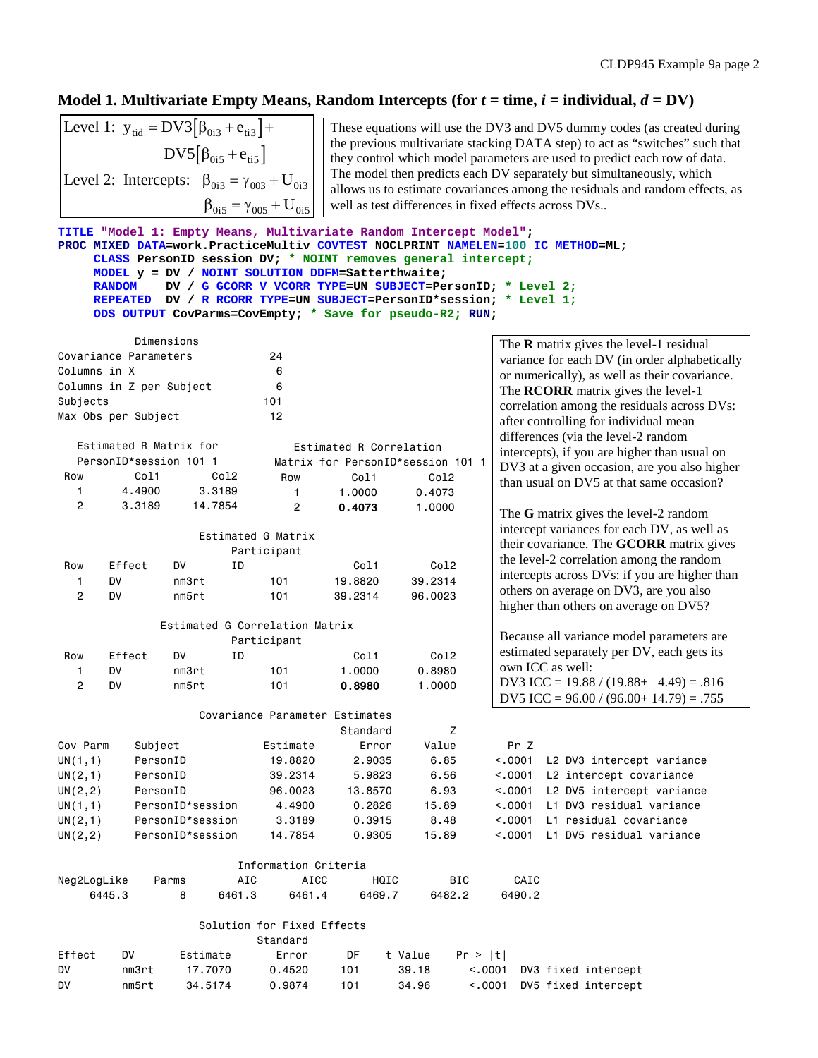## Model 1. Multivariate Empty Means, Random Intercepts (for *t* = time, *i* = individual, *d* = DV)

$$\text{Level 1: } y_{tid} = DV3\left[\beta_{0i3} + e_{ti3}\right] + DV5\left[\beta_{0i5} + e_{ti5}\right]$$

$$\text{Level 2: Intercepts: } \beta_{0i3} = \gamma_{003} + U_{0i3} \qquad \beta_{0i5} = \gamma_{005} + U_{0i5}$$

These equations will use the DV3 and DV5 dummy codes (as created during the previous multivariate stacking DATA step) to act as "switches" such that they control which model parameters are used to predict each row of data. The model then predicts each DV separately but simultaneously, which allows us to estimate covariances among the residuals and random effects, as well as test differences in fixed effects across DVs..

```
TITLE "Model 1: Empty Means, Multivariate Random Intercept Model";
PROC MIXED DATA=work.PracticeMultiv COVTEST NOCLPRINT NAMELEN=100 IC METHOD=ML;
     CLASS PersonID session DV; * NOINT removes general intercept;
     MODEL y = DV / NOINT SOLUTION DDFM=Satterthwaite;
     RANDOM    DV / G GCORR V VCORR TYPE=UN SUBJECT=PersonID; * Level 2;
     REPEATED  DV / R RCORR TYPE=UN SUBJECT=PersonID*session; * Level 1;
     ODS OUTPUT CovParms=CovEmpty; * Save for pseudo-R2; RUN;
```

```
          Dimensions
Covariance Parameters            24
Columns in X                      6
Columns in Z per Subject          6
Subjects                        101
Max Obs per Subject              12

   Estimated R Matrix for               Estimated R Correlation
   PersonID*session 101 1             Matrix for PersonID*session 101 1
Row        Col1        Col2          Row        Col1        Col2
  1      4.4900      3.3189            1      1.0000      0.4073
  2      3.3189     14.7854            2      0.4073      1.0000

                      Estimated G Matrix
                          Participant
Row     Effect     DV        ID              Col1        Col2
  1     DV         nm3rt           101      19.8820     39.2314
  2     DV         nm5rt           101      39.2314     96.0023

                 Estimated G Correlation Matrix
                          Participant
Row     Effect     DV        ID              Col1        Col2
  1     DV         nm3rt           101       1.0000      0.8980
  2     DV         nm5rt           101       0.8980      1.0000
```

The **R** matrix gives the level-1 residual variance for each DV (in order alphabetically or numerically), as well as their covariance. The **RCORR** matrix gives the level-1 correlation among the residuals across DVs: after controlling for individual mean differences (via the level-2 random intercepts), if you are higher than usual on DV3 at a given occasion, are you also higher than usual on DV5 at that same occasion?

The **G** matrix gives the level-2 random intercept variances for each DV, as well as their covariance. The **GCORR** matrix gives the level-2 correlation among the random intercepts across DVs: if you are higher than others on average on DV3, are you also higher than others on average on DV5?

Because all variance model parameters are estimated separately per DV, each gets its own ICC as well:
DV3 ICC = 19.88 / (19.88+ 4.49) = .816
DV5 ICC = 96.00 / (96.00+ 14.79) = .755

```
                      Covariance Parameter Estimates
                                              Standard         Z
Cov Parm     Subject             Estimate       Error      Value       Pr Z
UN(1,1)      PersonID             19.8820      2.9035       6.85     <.0001  L2 DV3 intercept variance
UN(2,1)      PersonID             39.2314      5.9823       6.56     <.0001  L2 intercept covariance
UN(2,2)      PersonID             96.0023     13.8570       6.93     <.0001  L2 DV5 intercept variance
UN(1,1)      PersonID*session      4.4900      0.2826      15.89     <.0001  L1 DV3 residual variance
UN(2,1)      PersonID*session      3.3189      0.3915       8.48     <.0001  L1 residual covariance
UN(2,2)      PersonID*session     14.7854      0.9305      15.89     <.0001  L1 DV5 residual variance

                          Information Criteria
Neg2LogLike     Parms       AIC       AICC       HQIC        BIC       CAIC
     6445.3         8    6461.3     6461.4     6469.7     6482.2     6490.2

                      Solution for Fixed Effects
                                Standard
Effect     DV       Estimate       Error       DF    t Value    Pr > |t|
DV         nm3rt     17.7070      0.4520      101      39.18      <.0001  DV3 fixed intercept
DV         nm5rt     34.5174      0.9874      101      34.96      <.0001  DV5 fixed intercept
```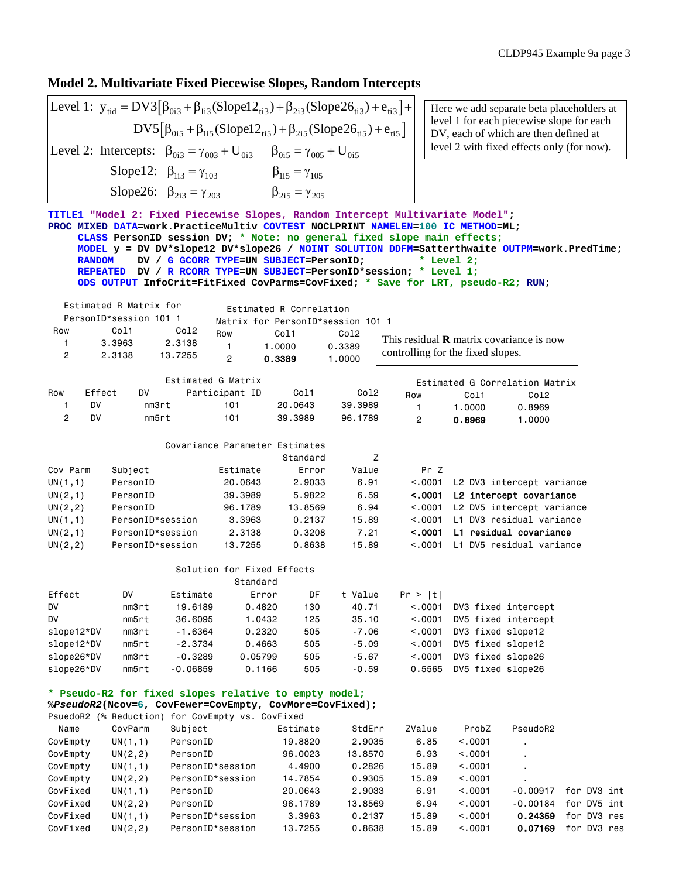## Model 2. Multivariate Fixed Piecewise Slopes, Random Intercepts

$$\text{Level 1: } y_{tid} = DV3\left[\beta_{0i3} + \beta_{1i3}(\text{Slope12}_{ti3}) + \beta_{2i3}(\text{Slope26}_{ti3}) + e_{ti3}\right] + DV5\left[\beta_{0i5} + \beta_{1i5}(\text{Slope12}_{ti5}) + \beta_{2i5}(\text{Slope26}_{ti5}) + e_{ti5}\right]$$

$$\text{Level 2: Intercepts: } \beta_{0i3} = \gamma_{003} + U_{0i3} \qquad \beta_{0i5} = \gamma_{005} + U_{0i5}$$

$$\text{Slope12: } \beta_{1i3} = \gamma_{103} \qquad \beta_{1i5} = \gamma_{105}$$

$$\text{Slope26: } \beta_{2i3} = \gamma_{203} \qquad \beta_{2i5} = \gamma_{205}$$

Here we add separate beta placeholders at level 1 for each piecewise slope for each DV, each of which are then defined at level 2 with fixed effects only (for now).

```
TITLE1 "Model 2: Fixed Piecewise Slopes, Random Intercept Multivariate Model";
PROC MIXED DATA=work.PracticeMultiv COVTEST NOCLPRINT NAMELEN=100 IC METHOD=ML;
     CLASS PersonID session DV; * Note: no general fixed slope main effects;
     MODEL y = DV DV*slope12 DV*slope26 / NOINT SOLUTION DDFM=Satterthwaite OUTPM=work.PredTime;
     RANDOM    DV / G GCORR TYPE=UN SUBJECT=PersonID;          * Level 2;
     REPEATED  DV / R RCORR TYPE=UN SUBJECT=PersonID*session;  * Level 1;
     ODS OUTPUT InfoCrit=FitFixed CovParms=CovFixed; * Save for LRT, pseudo-R2; RUN;
```

Estimated R Matrix for PersonID*session 101 1

| Row | Col1 | Col2 |
|---|---|---|
| 1 | 3.3963 | 2.3138 |
| 2 | 2.3138 | 13.7255 |

Estimated R Correlation Matrix for PersonID*session 101 1

| Row | Col1 | Col2 |
|---|---|---|
| 1 | 1.0000 | 0.3389 |
| 2 | **0.3389** | 1.0000 |

This residual **R** matrix covariance is now controlling for the fixed slopes.

Estimated G Matrix

| Row | Effect | DV | Participant ID | Col1 | Col2 |
|---|---|---|---|---|---|
| 1 | DV | nm3rt | 101 | 20.0643 | 39.3989 |
| 2 | DV | nm5rt | 101 | 39.3989 | 96.1789 |

Estimated G Correlation Matrix

| Row | Col1 | Col2 |
|---|---|---|
| 1 | 1.0000 | 0.8969 |
| 2 | **0.8969** | 1.0000 |

Covariance Parameter Estimates

| Cov Parm | Subject | Estimate | Standard Error | Z Value | Pr Z | |
|---|---|---|---|---|---|---|
| UN(1,1) | PersonID | 20.0643 | 2.9033 | 6.91 | <.0001 | L2 DV3 intercept variance |
| UN(2,1) | PersonID | 39.3989 | 5.9822 | 6.59 | **<.0001** | **L2 intercept covariance** |
| UN(2,2) | PersonID | 96.1789 | 13.8569 | 6.94 | <.0001 | L2 DV5 intercept variance |
| UN(1,1) | PersonID*session | 3.3963 | 0.2137 | 15.89 | <.0001 | L1 DV3 residual variance |
| UN(2,1) | PersonID*session | 2.3138 | 0.3208 | 7.21 | **<.0001** | **L1 residual covariance** |
| UN(2,2) | PersonID*session | 13.7255 | 0.8638 | 15.89 | <.0001 | L1 DV5 residual variance |

Solution for Fixed Effects

| Effect | DV | Estimate | Standard Error | DF | t Value | Pr > \|t\| | |
|---|---|---|---|---|---|---|---|
| DV | nm3rt | 19.6189 | 0.4820 | 130 | 40.71 | <.0001 | DV3 fixed intercept |
| DV | nm5rt | 36.6095 | 1.0432 | 125 | 35.10 | <.0001 | DV5 fixed intercept |
| slope12*DV | nm3rt | -1.6364 | 0.2320 | 505 | -7.06 | <.0001 | DV3 fixed slope12 |
| slope12*DV | nm5rt | -2.3734 | 0.4663 | 505 | -5.09 | <.0001 | DV5 fixed slope12 |
| slope26*DV | nm3rt | -0.3289 | 0.05799 | 505 | -5.67 | <.0001 | DV3 fixed slope26 |
| slope26*DV | nm5rt | -0.06859 | 0.1166 | 505 | -0.59 | 0.5565 | DV5 fixed slope26 |

```
* Pseudo-R2 for fixed slopes relative to empty model;
%PseudoR2(Ncov=6, CovFewer=CovEmpty, CovMore=CovFixed);
```

PsuedoR2 (% Reduction) for CovEmpty vs. CovFixed

| Name | CovParm | Subject | Estimate | StdErr | ZValue | ProbZ | PseudoR2 | |
|---|---|---|---|---|---|---|---|---|
| CovEmpty | UN(1,1) | PersonID | 19.8820 | 2.9035 | 6.85 | <.0001 | . | |
| CovEmpty | UN(2,2) | PersonID | 96.0023 | 13.8570 | 6.93 | <.0001 | . | |
| CovEmpty | UN(1,1) | PersonID*session | 4.4900 | 0.2826 | 15.89 | <.0001 | . | |
| CovEmpty | UN(2,2) | PersonID*session | 14.7854 | 0.9305 | 15.89 | <.0001 | . | |
| CovFixed | UN(1,1) | PersonID | 20.0643 | 2.9033 | 6.91 | <.0001 | -0.00917 | for DV3 int |
| CovFixed | UN(2,2) | PersonID | 96.1789 | 13.8569 | 6.94 | <.0001 | -0.00184 | for DV5 int |
| CovFixed | UN(1,1) | PersonID*session | 3.3963 | 0.2137 | 15.89 | <.0001 | **0.24359** | for DV3 res |
| CovFixed | UN(2,2) | PersonID*session | 13.7255 | 0.8638 | 15.89 | <.0001 | **0.07169** | for DV3 res |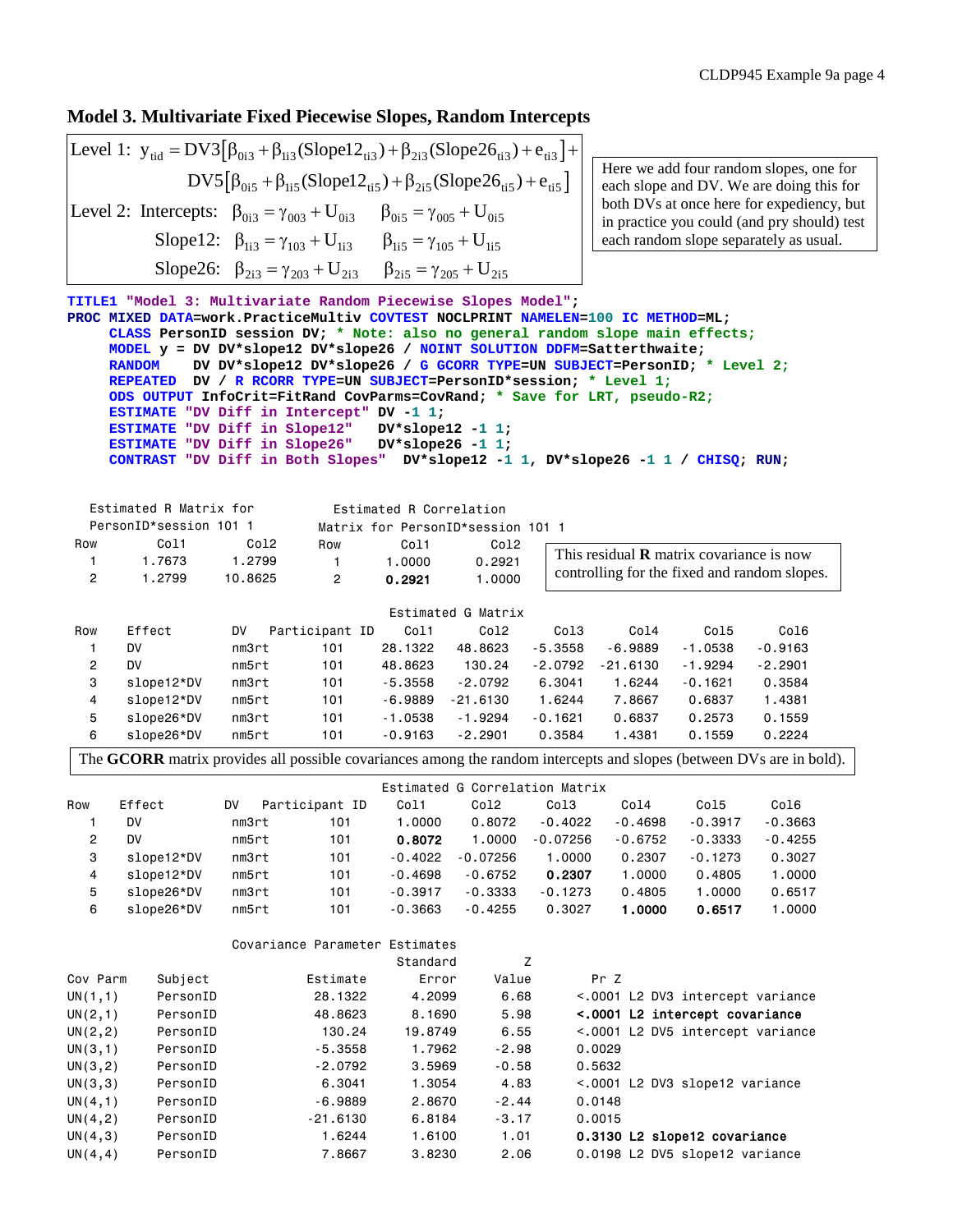## Model 3. Multivariate Fixed Piecewise Slopes, Random Intercepts

$$\text{Level 1: } y_{tid} = DV3\left[\beta_{0i3} + \beta_{1i3}(Slope12_{ti3}) + \beta_{2i3}(Slope26_{ti3}) + e_{ti3}\right] + DV5\left[\beta_{0i5} + \beta_{1i5}(Slope12_{ti5}) + \beta_{2i5}(Slope26_{ti5}) + e_{ti5}\right]$$

$$\text{Level 2: Intercepts: } \beta_{0i3} = \gamma_{003} + U_{0i3} \qquad \beta_{0i5} = \gamma_{005} + U_{0i5}$$

$$\text{Slope12: } \beta_{1i3} = \gamma_{103} + U_{1i3} \qquad \beta_{1i5} = \gamma_{105} + U_{1i5}$$

$$\text{Slope26: } \beta_{2i3} = \gamma_{203} + U_{2i3} \qquad \beta_{2i5} = \gamma_{205} + U_{2i5}$$

Here we add four random slopes, one for each slope and DV. We are doing this for both DVs at once here for expediency, but in practice you could (and pry should) test each random slope separately as usual.

```
TITLE1 "Model 3: Multivariate Random Piecewise Slopes Model";
PROC MIXED DATA=work.PracticeMultiv COVTEST NOCLPRINT NAMELEN=100 IC METHOD=ML;
     CLASS PersonID session DV; * Note: also no general random slope main effects;
     MODEL y = DV DV*slope12 DV*slope26 / NOINT SOLUTION DDFM=Satterthwaite;
     RANDOM    DV DV*slope12 DV*slope26 / G GCORR TYPE=UN SUBJECT=PersonID; * Level 2;
     REPEATED  DV / R RCORR TYPE=UN SUBJECT=PersonID*session; * Level 1;
     ODS OUTPUT InfoCrit=FitRand CovParms=CovRand; * Save for LRT, pseudo-R2;
     ESTIMATE "DV Diff in Intercept" DV -1 1;
     ESTIMATE "DV Diff in Slope12"   DV*slope12 -1 1;
     ESTIMATE "DV Diff in Slope26"   DV*slope26 -1 1;
     CONTRAST "DV Diff in Both Slopes"  DV*slope12 -1 1, DV*slope26 -1 1 / CHISQ; RUN;
```

Estimated R Matrix for PersonID*session 101 1

| Row | Col1 | Col2 |
|---|---|---|
| 1 | 1.7673 | 1.2799 |
| 2 | 1.2799 | 10.8625 |

Estimated R Correlation Matrix for PersonID*session 101 1

| Row | Col1 | Col2 |
|---|---|---|
| 1 | 1.0000 | 0.2921 |
| 2 | **0.2921** | 1.0000 |

This residual **R** matrix covariance is now controlling for the fixed and random slopes.

Estimated G Matrix

| Row | Effect | DV | Participant ID | Col1 | Col2 | Col3 | Col4 | Col5 | Col6 |
|---|---|---|---|---|---|---|---|---|---|
| 1 | DV | nm3rt | 101 | 28.1322 | 48.8623 | -5.3558 | -6.9889 | -1.0538 | -0.9163 |
| 2 | DV | nm5rt | 101 | 48.8623 | 130.24 | -2.0792 | -21.6130 | -1.9294 | -2.2901 |
| 3 | slope12*DV | nm3rt | 101 | -5.3558 | -2.0792 | 6.3041 | 1.6244 | -0.1621 | 0.3584 |
| 4 | slope12*DV | nm5rt | 101 | -6.9889 | -21.6130 | 1.6244 | 7.8667 | 0.6837 | 1.4381 |
| 5 | slope26*DV | nm3rt | 101 | -1.0538 | -1.9294 | -0.1621 | 0.6837 | 0.2573 | 0.1559 |
| 6 | slope26*DV | nm5rt | 101 | -0.9163 | -2.2901 | 0.3584 | 1.4381 | 0.1559 | 0.2224 |

The **GCORR** matrix provides all possible covariances among the random intercepts and slopes (between DVs are in bold).

Estimated G Correlation Matrix

| Row | Effect | DV | Participant ID | Col1 | Col2 | Col3 | Col4 | Col5 | Col6 |
|---|---|---|---|---|---|---|---|---|---|
| 1 | DV | nm3rt | 101 | 1.0000 | 0.8072 | -0.4022 | -0.4698 | -0.3917 | -0.3663 |
| 2 | DV | nm5rt | 101 | **0.8072** | 1.0000 | -0.07256 | -0.6752 | -0.3333 | -0.4255 |
| 3 | slope12*DV | nm3rt | 101 | -0.4022 | -0.07256 | 1.0000 | 0.2307 | -0.1273 | 0.3027 |
| 4 | slope12*DV | nm5rt | 101 | -0.4698 | -0.6752 | **0.2307** | 1.0000 | 0.4805 | 1.0000 |
| 5 | slope26*DV | nm3rt | 101 | -0.3917 | -0.3333 | -0.1273 | 0.4805 | 1.0000 | 0.6517 |
| 6 | slope26*DV | nm5rt | 101 | -0.3663 | -0.4255 | 0.3027 | **1.0000** | **0.6517** | 1.0000 |

Covariance Parameter Estimates

| Cov Parm | Subject | Estimate | Standard Error | Z Value | Pr Z | |
|---|---|---|---|---|---|---|
| UN(1,1) | PersonID | 28.1322 | 4.2099 | 6.68 | <.0001 | L2 DV3 intercept variance |
| UN(2,1) | PersonID | 48.8623 | 8.1690 | 5.98 | **<.0001** | **L2 intercept covariance** |
| UN(2,2) | PersonID | 130.24 | 19.8749 | 6.55 | <.0001 | L2 DV5 intercept variance |
| UN(3,1) | PersonID | -5.3558 | 1.7962 | -2.98 | 0.0029 | |
| UN(3,2) | PersonID | -2.0792 | 3.5969 | -0.58 | 0.5632 | |
| UN(3,3) | PersonID | 6.3041 | 1.3054 | 4.83 | <.0001 | L2 DV3 slope12 variance |
| UN(4,1) | PersonID | -6.9889 | 2.8670 | -2.44 | 0.0148 | |
| UN(4,2) | PersonID | -21.6130 | 6.8184 | -3.17 | 0.0015 | |
| UN(4,3) | PersonID | 1.6244 | 1.6100 | 1.01 | **0.3130** | **L2 slope12 covariance** |
| UN(4,4) | PersonID | 7.8667 | 3.8230 | 2.06 | 0.0198 | L2 DV5 slope12 variance |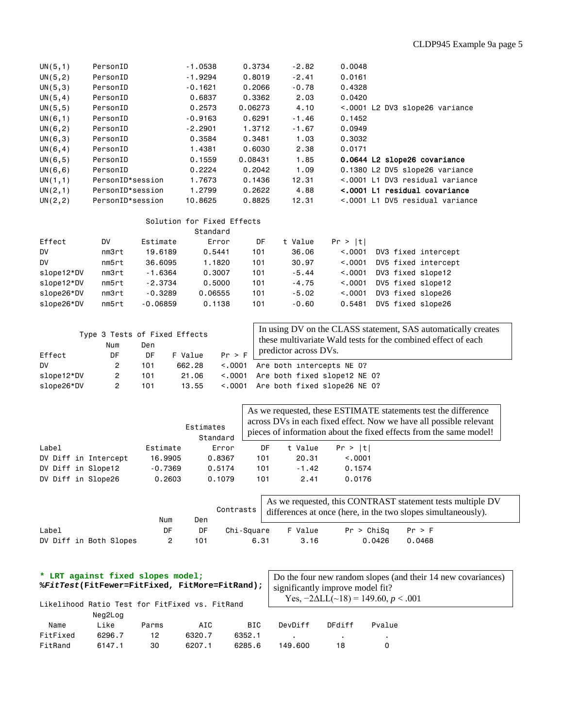| Cov Parm | Subject | Estimate | Standard Error | Z Value | Pr Z | |
|---|---|---|---|---|---|---|
| UN(5,1) | PersonID | -1.0538 | 0.3734 | -2.82 | 0.0048 | |
| UN(5,2) | PersonID | -1.9294 | 0.8019 | -2.41 | 0.0161 | |
| UN(5,3) | PersonID | -0.1621 | 0.2066 | -0.78 | 0.4328 | |
| UN(5,4) | PersonID | 0.6837 | 0.3362 | 2.03 | 0.0420 | |
| UN(5,5) | PersonID | 0.2573 | 0.06273 | 4.10 | <.0001 | L2 DV3 slope26 variance |
| UN(6,1) | PersonID | -0.9163 | 0.6291 | -1.46 | 0.1452 | |
| UN(6,2) | PersonID | -2.2901 | 1.3712 | -1.67 | 0.0949 | |
| UN(6,3) | PersonID | 0.3584 | 0.3481 | 1.03 | 0.3032 | |
| UN(6,4) | PersonID | 1.4381 | 0.6030 | 2.38 | 0.0171 | |
| UN(6,5) | PersonID | 0.1559 | 0.08431 | 1.85 | **0.0644** | **L2 slope26 covariance** |
| UN(6,6) | PersonID | 0.2224 | 0.2042 | 1.09 | 0.1380 | L2 DV5 slope26 variance |
| UN(1,1) | PersonID*session | 1.7673 | 0.1436 | 12.31 | <.0001 | L1 DV3 residual variance |
| UN(2,1) | PersonID*session | 1.2799 | 0.2622 | 4.88 | **<.0001** | **L1 residual covariance** |
| UN(2,2) | PersonID*session | 10.8625 | 0.8825 | 12.31 | <.0001 | L1 DV5 residual variance |

Solution for Fixed Effects

| Effect | DV | Estimate | Standard Error | DF | t Value | Pr > \|t\| | |
|---|---|---|---|---|---|---|---|
| DV | nm3rt | 19.6189 | 0.5441 | 101 | 36.06 | <.0001 | DV3 fixed intercept |
| DV | nm5rt | 36.6095 | 1.1820 | 101 | 30.97 | <.0001 | DV5 fixed intercept |
| slope12*DV | nm3rt | -1.6364 | 0.3007 | 101 | -5.44 | <.0001 | DV3 fixed slope12 |
| slope12*DV | nm5rt | -2.3734 | 0.5000 | 101 | -4.75 | <.0001 | DV5 fixed slope12 |
| slope26*DV | nm3rt | -0.3289 | 0.06555 | 101 | -5.02 | <.0001 | DV3 fixed slope26 |
| slope26*DV | nm5rt | -0.06859 | 0.1138 | 101 | -0.60 | 0.5481 | DV5 fixed slope26 |

Type 3 Tests of Fixed Effects

In using DV on the CLASS statement, SAS automatically creates these multivariate Wald tests for the combined effect of each predictor across DVs.

| Effect | Num DF | Den DF | F Value | Pr > F | |
|---|---|---|---|---|---|
| DV | 2 | 101 | 662.28 | <.0001 | Are both intercepts NE 0? |
| slope12*DV | 2 | 101 | 21.06 | <.0001 | Are both fixed slope12 NE 0? |
| slope26*DV | 2 | 101 | 13.55 | <.0001 | Are both fixed slope26 NE 0? |

Estimates

As we requested, these ESTIMATE statements test the difference across DVs in each fixed effect. Now we have all possible relevant pieces of information about the fixed effects from the same model!

| Label | Estimate | Standard Error | DF | t Value | Pr > \|t\| |
|---|---|---|---|---|---|
| DV Diff in Intercept | 16.9905 | 0.8367 | 101 | 20.31 | <.0001 |
| DV Diff in Slope12 | -0.7369 | 0.5174 | 101 | -1.42 | 0.1574 |
| DV Diff in Slope26 | 0.2603 | 0.1079 | 101 | 2.41 | 0.0176 |

Contrasts

As we requested, this CONTRAST statement tests multiple DV differences at once (here, in the two slopes simultaneously).

| Label | Num DF | Den DF | Chi-Square | F Value | Pr > ChiSq | Pr > F |
|---|---|---|---|---|---|---|
| DV Diff in Both Slopes | 2 | 101 | 6.31 | 3.16 | 0.0426 | 0.0468 |

```
* LRT against fixed slopes model;
%FitTest(FitFewer=FitFixed, FitMore=FitRand);
```

Do the four new random slopes (and their 14 new covariances) significantly improve model fit?
Yes, $-2\Delta LL(\sim18) = 149.60$, $p < .001$

Likelihood Ratio Test for FitFixed vs. FitRand

| Name | Neg2Log Like | Parms | AIC | BIC | DevDiff | DFdiff | Pvalue |
|---|---|---|---|---|---|---|---|
| FitFixed | 6296.7 | 12 | 6320.7 | 6352.1 | . | . | . |
| FitRand | 6147.1 | 30 | 6207.1 | 6285.6 | 149.600 | 18 | 0 |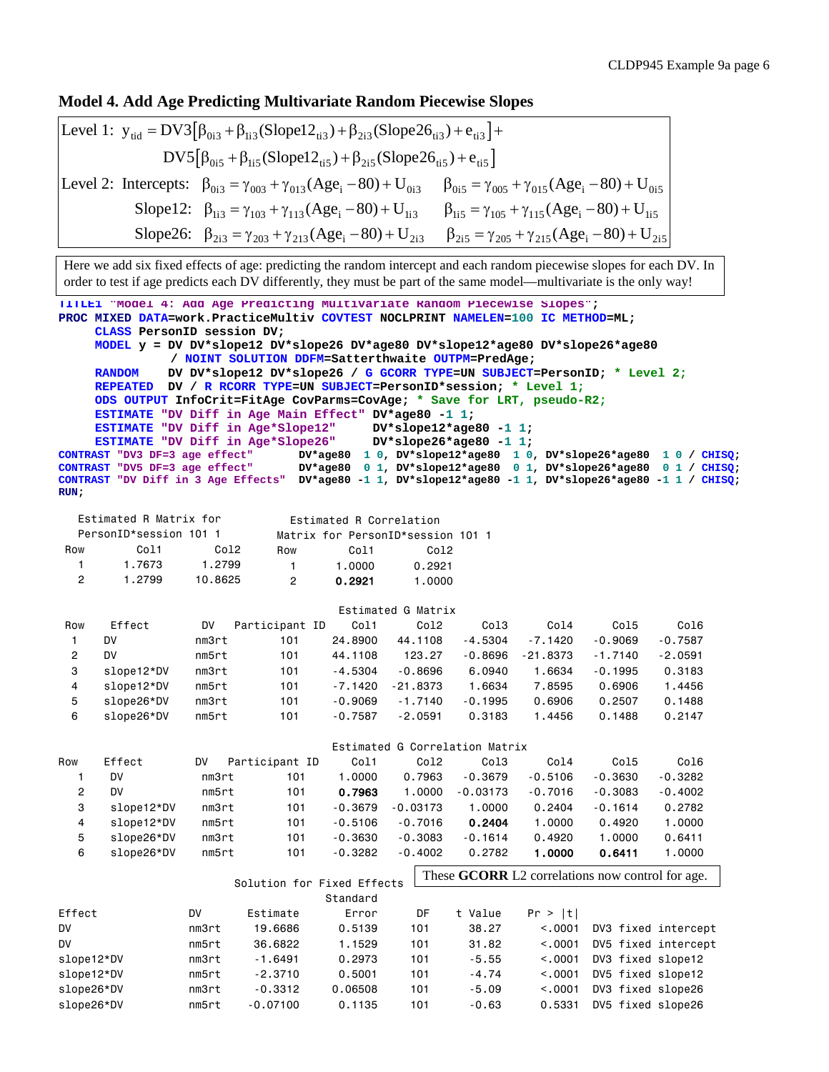## Model 4. Add Age Predicting Multivariate Random Piecewise Slopes

$$\text{Level 1: } y_{tid} = DV3\left[\beta_{0i3} + \beta_{1i3}(Slope12_{ti3}) + \beta_{2i3}(Slope26_{ti3}) + e_{ti3}\right] + DV5\left[\beta_{0i5} + \beta_{1i5}(Slope12_{ti5}) + \beta_{2i5}(Slope26_{ti5}) + e_{ti5}\right]$$

$$\text{Level 2: Intercepts: } \beta_{0i3} = \gamma_{003} + \gamma_{013}(Age_i - 80) + U_{0i3} \qquad \beta_{0i5} = \gamma_{005} + \gamma_{015}(Age_i - 80) + U_{0i5}$$

$$\text{Slope12: } \beta_{1i3} = \gamma_{103} + \gamma_{113}(Age_i - 80) + U_{1i3} \qquad \beta_{1i5} = \gamma_{105} + \gamma_{115}(Age_i - 80) + U_{1i5}$$

$$\text{Slope26: } \beta_{2i3} = \gamma_{203} + \gamma_{213}(Age_i - 80) + U_{2i3} \qquad \beta_{2i5} = \gamma_{205} + \gamma_{215}(Age_i - 80) + U_{2i5}$$

Here we add six fixed effects of age: predicting the random intercept and each random piecewise slopes for each DV. In order to test if age predicts each DV differently, they must be part of the same model—multivariate is the only way!

```
TITLE1 "Model 4: Add Age Predicting Multivariate Random Piecewise Slopes";
PROC MIXED DATA=work.PracticeMultiv COVTEST NOCLPRINT NAMELEN=100 IC METHOD=ML;
     CLASS PersonID session DV;
     MODEL y = DV DV*slope12 DV*slope26 DV*age80 DV*slope12*age80 DV*slope26*age80
              / NOINT SOLUTION DDFM=Satterthwaite OUTPM=PredAge;
     RANDOM    DV DV*slope12 DV*slope26 / G GCORR TYPE=UN SUBJECT=PersonID; * Level 2;
     REPEATED  DV / R RCORR TYPE=UN SUBJECT=PersonID*session; * Level 1;
     ODS OUTPUT InfoCrit=FitAge CovParms=CovAge; * Save for LRT, pseudo-R2;
     ESTIMATE "DV Diff in Age Main Effect" DV*age80 -1 1;
     ESTIMATE "DV Diff in Age*Slope12"     DV*slope12*age80 -1 1;
     ESTIMATE "DV Diff in Age*Slope26"     DV*slope26*age80 -1 1;
CONTRAST "DV3 DF=3 age effect"      DV*age80  1 0, DV*slope12*age80  1 0, DV*slope26*age80  1 0 / CHISQ;
CONTRAST "DV5 DF=3 age effect"      DV*age80  0 1, DV*slope12*age80  0 1, DV*slope26*age80  0 1 / CHISQ;
CONTRAST "DV Diff in 3 Age Effects" DV*age80 -1 1, DV*slope12*age80 -1 1, DV*slope26*age80 -1 1 / CHISQ;
RUN;
```

Estimated R Matrix for PersonID*session 101 1

| Row | Col1 | Col2 |
|---|---|---|
| 1 | 1.7673 | 1.2799 |
| 2 | 1.2799 | 10.8625 |

Estimated R Correlation Matrix for PersonID*session 101 1

| Row | Col1 | Col2 |
|---|---|---|
| 1 | 1.0000 | 0.2921 |
| 2 | **0.2921** | 1.0000 |

Estimated G Matrix

| Row | Effect | DV | Participant ID | Col1 | Col2 | Col3 | Col4 | Col5 | Col6 |
|---|---|---|---|---|---|---|---|---|---|
| 1 | DV | nm3rt | 101 | 24.8900 | 44.1108 | -4.5304 | -7.1420 | -0.9069 | -0.7587 |
| 2 | DV | nm5rt | 101 | 44.1108 | 123.27 | -0.8696 | -21.8373 | -1.7140 | -2.0591 |
| 3 | slope12*DV | nm3rt | 101 | -4.5304 | -0.8696 | 6.0940 | 1.6634 | -0.1995 | 0.3183 |
| 4 | slope12*DV | nm5rt | 101 | -7.1420 | -21.8373 | 1.6634 | 7.8595 | 0.6906 | 1.4456 |
| 5 | slope26*DV | nm3rt | 101 | -0.9069 | -1.7140 | -0.1995 | 0.6906 | 0.2507 | 0.1488 |
| 6 | slope26*DV | nm5rt | 101 | -0.7587 | -2.0591 | 0.3183 | 1.4456 | 0.1488 | 0.2147 |

Estimated G Correlation Matrix

| Row | Effect | DV | Participant ID | Col1 | Col2 | Col3 | Col4 | Col5 | Col6 |
|---|---|---|---|---|---|---|---|---|---|
| 1 | DV | nm3rt | 101 | 1.0000 | 0.7963 | -0.3679 | -0.5106 | -0.3630 | -0.3282 |
| 2 | DV | nm5rt | 101 | **0.7963** | 1.0000 | -0.03173 | -0.7016 | -0.3083 | -0.4002 |
| 3 | slope12*DV | nm3rt | 101 | -0.3679 | -0.03173 | 1.0000 | 0.2404 | -0.1614 | 0.2782 |
| 4 | slope12*DV | nm5rt | 101 | -0.5106 | -0.7016 | **0.2404** | 1.0000 | 0.4920 | 1.0000 |
| 5 | slope26*DV | nm3rt | 101 | -0.3630 | -0.3083 | -0.1614 | 0.4920 | 1.0000 | 0.6411 |
| 6 | slope26*DV | nm5rt | 101 | -0.3282 | -0.4002 | 0.2782 | **1.0000** | **0.6411** | 1.0000 |

These **GCORR** L2 correlations now control for age.

Solution for Fixed Effects

| Effect | DV | Estimate | Standard Error | DF | t Value | Pr > \|t\| | |
|---|---|---|---|---|---|---|---|
| DV | nm3rt | 19.6686 | 0.5139 | 101 | 38.27 | <.0001 | DV3 fixed intercept |
| DV | nm5rt | 36.6822 | 1.1529 | 101 | 31.82 | <.0001 | DV5 fixed intercept |
| slope12*DV | nm3rt | -1.6491 | 0.2973 | 101 | -5.55 | <.0001 | DV3 fixed slope12 |
| slope12*DV | nm5rt | -2.3710 | 0.5001 | 101 | -4.74 | <.0001 | DV5 fixed slope12 |
| slope26*DV | nm3rt | -0.3312 | 0.06508 | 101 | -5.09 | <.0001 | DV3 fixed slope26 |
| slope26*DV | nm5rt | -0.07100 | 0.1135 | 101 | -0.63 | 0.5331 | DV5 fixed slope26 |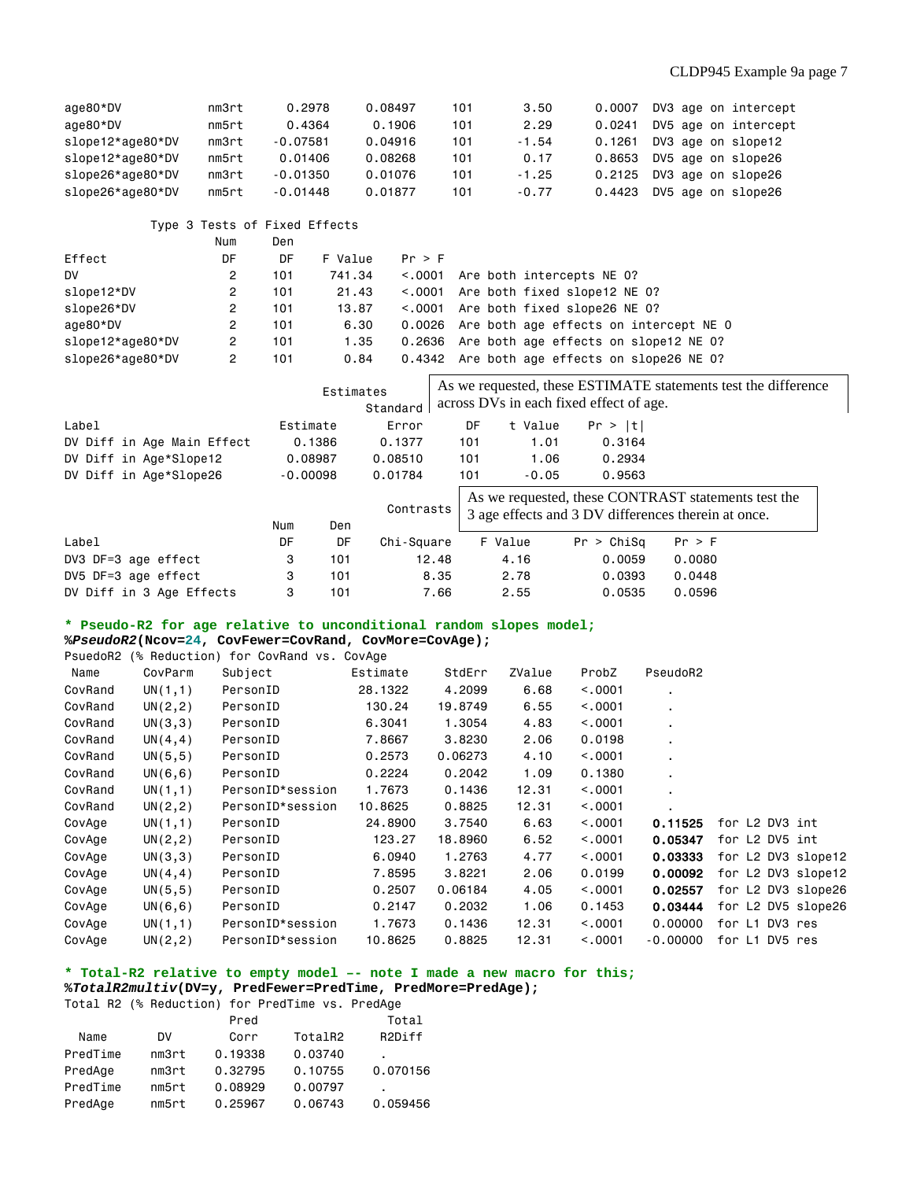| | | | | | | | |
|---|---|---|---|---|---|---|---|
| age80*DV | nm3rt | 0.2978 | 0.08497 | 101 | 3.50 | 0.0007 | DV3 age on intercept |
| age80*DV | nm5rt | 0.4364 | 0.1906 | 101 | 2.29 | 0.0241 | DV5 age on intercept |
| slope12*age80*DV | nm3rt | -0.07581 | 0.04916 | 101 | -1.54 | 0.1261 | DV3 age on slope12 |
| slope12*age80*DV | nm5rt | 0.01406 | 0.08268 | 101 | 0.17 | 0.8653 | DV5 age on slope12 |
| slope26*age80*DV | nm3rt | -0.01350 | 0.01076 | 101 | -1.25 | 0.2125 | DV3 age on slope26 |
| slope26*age80*DV | nm5rt | -0.01448 | 0.01877 | 101 | -0.77 | 0.4423 | DV5 age on slope26 |

Type 3 Tests of Fixed Effects

| Effect | Num DF | Den DF | F Value | Pr > F | |
|---|---|---|---|---|---|
| DV | 2 | 101 | 741.34 | <.0001 | Are both intercepts NE 0? |
| slope12*DV | 2 | 101 | 21.43 | <.0001 | Are both fixed slope12 NE 0? |
| slope26*DV | 2 | 101 | 13.87 | <.0001 | Are both fixed slope26 NE 0? |
| age80*DV | 2 | 101 | 6.30 | 0.0026 | Are both age effects on intercept NE 0 |
| slope12*age80*DV | 2 | 101 | 1.35 | 0.2636 | Are both age effects on slope12 NE 0? |
| slope26*age80*DV | 2 | 101 | 0.84 | 0.4342 | Are both age effects on slope26 NE 0? |

Estimates

As we requested, these ESTIMATE statements test the difference across DVs in each fixed effect of age.

| Label | Estimate | Standard Error | DF | t Value | Pr > \|t\| |
|---|---|---|---|---|---|
| DV Diff in Age Main Effect | 0.1386 | 0.1377 | 101 | 1.01 | 0.3164 |
| DV Diff in Age*Slope12 | 0.08987 | 0.08510 | 101 | 1.06 | 0.2934 |
| DV Diff in Age*Slope26 | -0.00098 | 0.01784 | 101 | -0.05 | 0.9563 |

Contrasts

As we requested, these CONTRAST statements test the 3 age effects and 3 DV differences therein at once.

| Label | Num DF | Den DF | Chi-Square | F Value | Pr > ChiSq | Pr > F |
|---|---|---|---|---|---|---|
| DV3 DF=3 age effect | 3 | 101 | 12.48 | 4.16 | 0.0059 | 0.0080 |
| DV5 DF=3 age effect | 3 | 101 | 8.35 | 2.78 | 0.0393 | 0.0448 |
| DV Diff in 3 Age Effects | 3 | 101 | 7.66 | 2.55 | 0.0535 | 0.0596 |

```
* Pseudo-R2 for age relative to unconditional random slopes model;
%PseudoR2(Ncov=24, CovFewer=CovRand, CovMore=CovAge);
```

PsuedoR2 (% Reduction) for CovRand vs. CovAge

| Name | CovParm | Subject | Estimate | StdErr | ZValue | ProbZ | PseudoR2 | |
|---|---|---|---|---|---|---|---|---|
| CovRand | UN(1,1) | PersonID | 28.1322 | 4.2099 | 6.68 | <.0001 | . | |
| CovRand | UN(2,2) | PersonID | 130.24 | 19.8749 | 6.55 | <.0001 | . | |
| CovRand | UN(3,3) | PersonID | 6.3041 | 1.3054 | 4.83 | <.0001 | . | |
| CovRand | UN(4,4) | PersonID | 7.8667 | 3.8230 | 2.06 | 0.0198 | . | |
| CovRand | UN(5,5) | PersonID | 0.2573 | 0.06273 | 4.10 | <.0001 | . | |
| CovRand | UN(6,6) | PersonID | 0.2224 | 0.2042 | 1.09 | 0.1380 | . | |
| CovRand | UN(1,1) | PersonID*session | 1.7673 | 0.1436 | 12.31 | <.0001 | . | |
| CovRand | UN(2,2) | PersonID*session | 10.8625 | 0.8825 | 12.31 | <.0001 | . | |
| CovAge | UN(1,1) | PersonID | 24.8900 | 3.7540 | 6.63 | <.0001 | **0.11525** | for L2 DV3 int |
| CovAge | UN(2,2) | PersonID | 123.27 | 18.8960 | 6.52 | <.0001 | **0.05347** | for L2 DV5 int |
| CovAge | UN(3,3) | PersonID | 6.0940 | 1.2763 | 4.77 | <.0001 | **0.03333** | for L2 DV3 slope12 |
| CovAge | UN(4,4) | PersonID | 7.8595 | 3.8221 | 2.06 | 0.0199 | **0.00092** | for L2 DV3 slope12 |
| CovAge | UN(5,5) | PersonID | 0.2507 | 0.06184 | 4.05 | <.0001 | **0.02557** | for L2 DV3 slope26 |
| CovAge | UN(6,6) | PersonID | 0.2147 | 0.2032 | 1.06 | 0.1453 | **0.03444** | for L2 DV5 slope26 |
| CovAge | UN(1,1) | PersonID*session | 1.7673 | 0.1436 | 12.31 | <.0001 | 0.00000 | for L1 DV3 res |
| CovAge | UN(2,2) | PersonID*session | 10.8625 | 0.8825 | 12.31 | <.0001 | -0.00000 | for L1 DV5 res |

```
* Total-R2 relative to empty model -- note I made a new macro for this;
%TotalR2multiv(DV=y, PredFewer=PredTime, PredMore=PredAge);
```

Total R2 (% Reduction) for PredTime vs. PredAge

| Name | DV | Pred Corr | TotalR2 | Total R2Diff |
|---|---|---|---|---|
| PredTime | nm3rt | 0.19338 | 0.03740 | . |
| PredAge | nm3rt | 0.32795 | 0.10755 | 0.070156 |
| PredTime | nm5rt | 0.08929 | 0.00797 | . |
| PredAge | nm5rt | 0.25967 | 0.06743 | 0.059456 |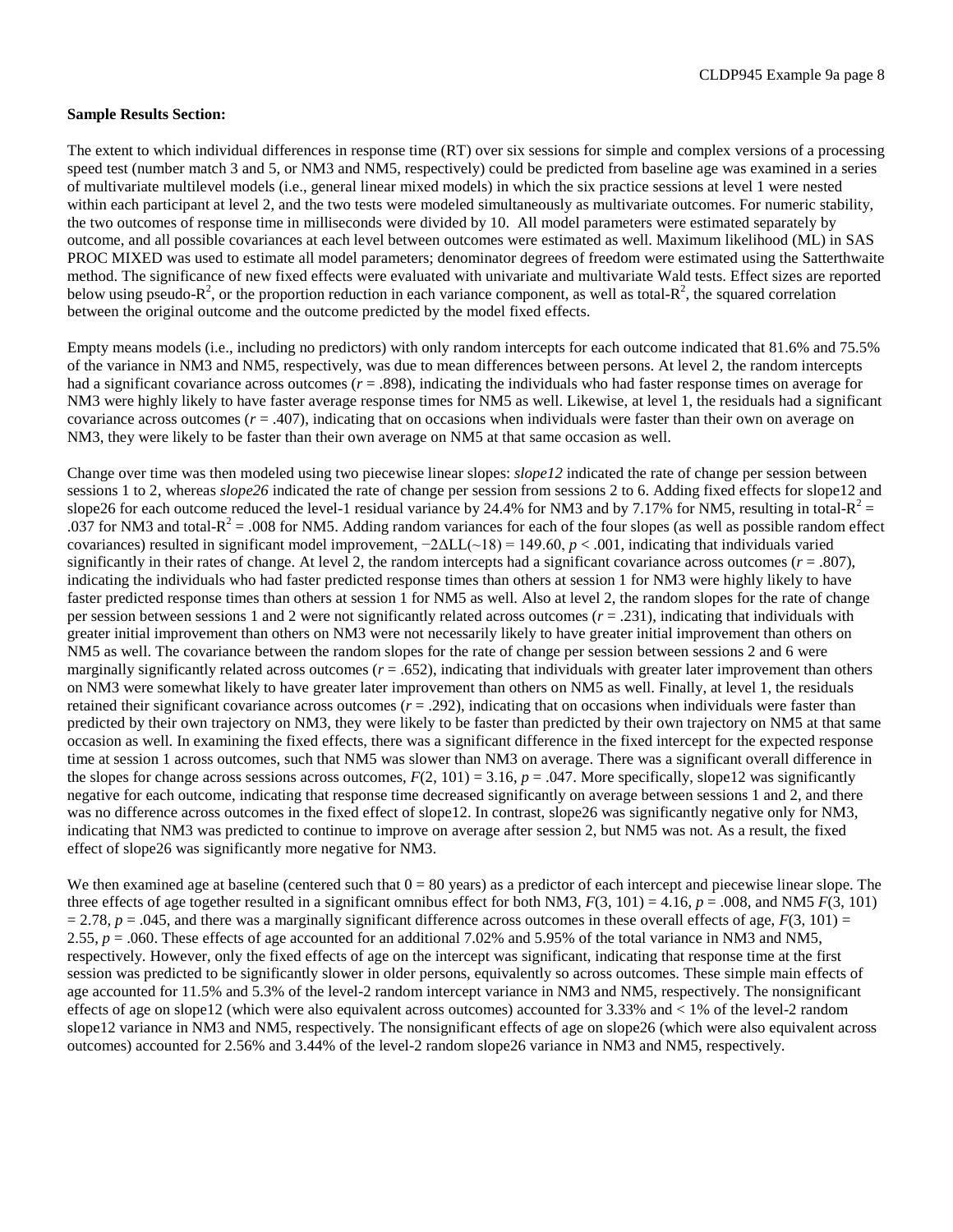**Sample Results Section:**

The extent to which individual differences in response time (RT) over six sessions for simple and complex versions of a processing speed test (number match 3 and 5, or NM3 and NM5, respectively) could be predicted from baseline age was examined in a series of multivariate multilevel models (i.e., general linear mixed models) in which the six practice sessions at level 1 were nested within each participant at level 2, and the two tests were modeled simultaneously as multivariate outcomes. For numeric stability, the two outcomes of response time in milliseconds were divided by 10. All model parameters were estimated separately by outcome, and all possible covariances at each level between outcomes were estimated as well. Maximum likelihood (ML) in SAS PROC MIXED was used to estimate all model parameters; denominator degrees of freedom were estimated using the Satterthwaite method. The significance of new fixed effects were evaluated with univariate and multivariate Wald tests. Effect sizes are reported below using pseudo-$R^2$, or the proportion reduction in each variance component, as well as total-$R^2$, the squared correlation between the original outcome and the outcome predicted by the model fixed effects.

Empty means models (i.e., including no predictors) with only random intercepts for each outcome indicated that 81.6% and 75.5% of the variance in NM3 and NM5, respectively, was due to mean differences between persons. At level 2, the random intercepts had a significant covariance across outcomes ($r$ = .898), indicating the individuals who had faster response times on average for NM3 were highly likely to have faster average response times for NM5 as well. Likewise, at level 1, the residuals had a significant covariance across outcomes ($r$ = .407), indicating that on occasions when individuals were faster than their own on average on NM3, they were likely to be faster than their own average on NM5 at that same occasion as well.

Change over time was then modeled using two piecewise linear slopes: *slope12* indicated the rate of change per session between sessions 1 to 2, whereas *slope26* indicated the rate of change per session from sessions 2 to 6. Adding fixed effects for slope12 and slope26 for each outcome reduced the level-1 residual variance by 24.4% for NM3 and by 7.17% for NM5, resulting in total-$R^2$ = .037 for NM3 and total-$R^2$ = .008 for NM5. Adding random variances for each of the four slopes (as well as possible random effect covariances) resulted in significant model improvement, $-2\Delta LL(\sim18) = 149.60$, $p < .001$, indicating that individuals varied significantly in their rates of change. At level 2, the random intercepts had a significant covariance across outcomes ($r$ = .807), indicating the individuals who had faster predicted response times than others at session 1 for NM3 were highly likely to have faster predicted response times than others at session 1 for NM5 as well. Also at level 2, the random slopes for the rate of change per session between sessions 1 and 2 were not significantly related across outcomes ($r$ = .231), indicating that individuals with greater initial improvement than others on NM3 were not necessarily likely to have greater initial improvement than others on NM5 as well. The covariance between the random slopes for the rate of change per session between sessions 2 and 6 were marginally significantly related across outcomes ($r$ = .652), indicating that individuals with greater later improvement than others on NM3 were somewhat likely to have greater later improvement than others on NM5 as well. Finally, at level 1, the residuals retained their significant covariance across outcomes ($r$ = .292), indicating that on occasions when individuals were faster than predicted by their own trajectory on NM3, they were likely to be faster than predicted by their own trajectory on NM5 at that same occasion as well. In examining the fixed effects, there was a significant difference in the fixed intercept for the expected response time at session 1 across outcomes, such that NM5 was slower than NM3 on average. There was a significant overall difference in the slopes for change across sessions across outcomes, $F(2, 101) = 3.16$, $p = .047$. More specifically, slope12 was significantly negative for each outcome, indicating that response time decreased significantly on average between sessions 1 and 2, and there was no difference across outcomes in the fixed effect of slope12. In contrast, slope26 was significantly negative only for NM3, indicating that NM3 was predicted to continue to improve on average after session 2, but NM5 was not. As a result, the fixed effect of slope26 was significantly more negative for NM3.

We then examined age at baseline (centered such that 0 = 80 years) as a predictor of each intercept and piecewise linear slope. The three effects of age together resulted in a significant omnibus effect for both NM3, $F(3, 101) = 4.16$, $p = .008$, and NM5 $F(3, 101) = 2.78$, $p = .045$, and there was a marginally significant difference across outcomes in these overall effects of age, $F(3, 101) = 2.55$, $p = .060$. These effects of age accounted for an additional 7.02% and 5.95% of the total variance in NM3 and NM5, respectively. However, only the fixed effects of age on the intercept was significant, indicating that response time at the first session was predicted to be significantly slower in older persons, equivalently so across outcomes. These simple main effects of age accounted for 11.5% and 5.3% of the level-2 random intercept variance in NM3 and NM5, respectively. The nonsignificant effects of age on slope12 (which were also equivalent across outcomes) accounted for 3.33% and < 1% of the level-2 random slope12 variance in NM3 and NM5, respectively. The nonsignificant effects of age on slope26 (which were also equivalent across outcomes) accounted for 2.56% and 3.44% of the level-2 random slope26 variance in NM3 and NM5, respectively.